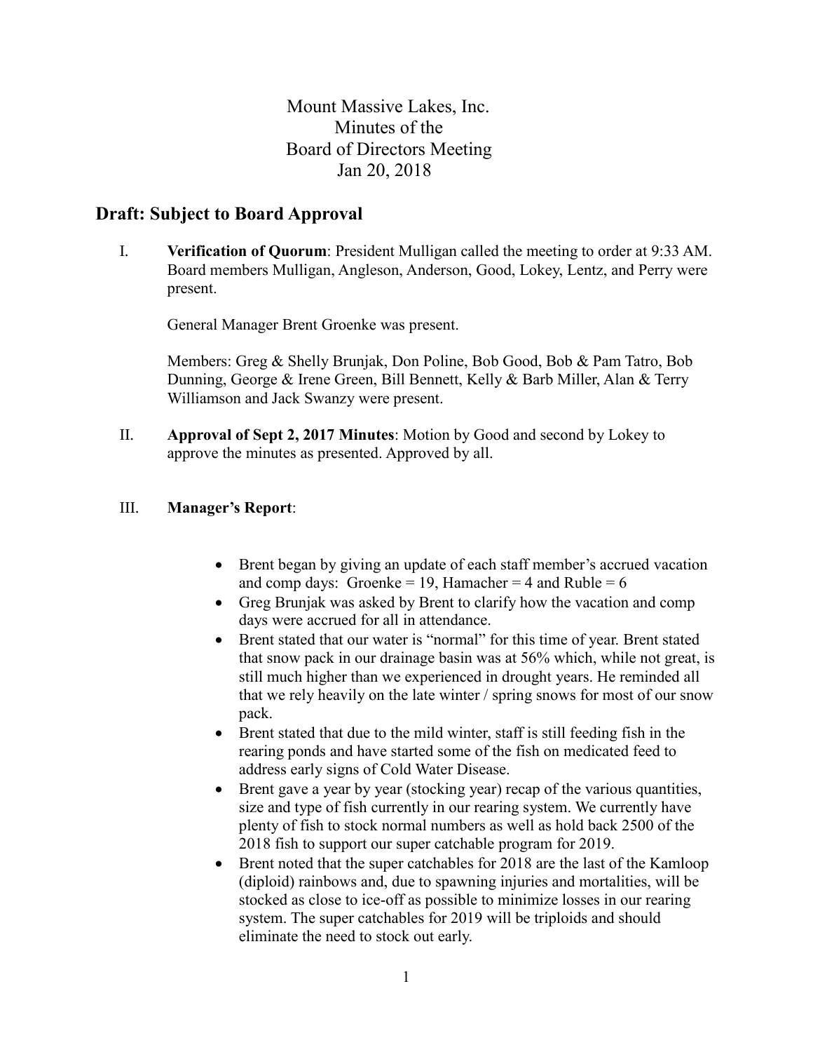# Mount Massive Lakes, Inc.
# Minutes of the
# Board of Directors Meeting
# Jan 20, 2018

## Draft: Subject to Board Approval

I. **Verification of Quorum**: President Mulligan called the meeting to order at 9:33 AM. Board members Mulligan, Angleson, Anderson, Good, Lokey, Lentz, and Perry were present.

General Manager Brent Groenke was present.

Members: Greg & Shelly Brunjak, Don Poline, Bob Good, Bob & Pam Tatro, Bob Dunning, George & Irene Green, Bill Bennett, Kelly & Barb Miller, Alan & Terry Williamson and Jack Swanzy were present.

II. **Approval of Sept 2, 2017 Minutes**: Motion by Good and second by Lokey to approve the minutes as presented. Approved by all.

III. **Manager's Report**:

- Brent began by giving an update of each staff member's accrued vacation and comp days: Groenke = 19, Hamacher = 4 and Ruble = 6
- Greg Brunjak was asked by Brent to clarify how the vacation and comp days were accrued for all in attendance.
- Brent stated that our water is "normal" for this time of year. Brent stated that snow pack in our drainage basin was at 56% which, while not great, is still much higher than we experienced in drought years. He reminded all that we rely heavily on the late winter / spring snows for most of our snow pack.
- Brent stated that due to the mild winter, staff is still feeding fish in the rearing ponds and have started some of the fish on medicated feed to address early signs of Cold Water Disease.
- Brent gave a year by year (stocking year) recap of the various quantities, size and type of fish currently in our rearing system. We currently have plenty of fish to stock normal numbers as well as hold back 2500 of the 2018 fish to support our super catchable program for 2019.
- Brent noted that the super catchables for 2018 are the last of the Kamloop (diploid) rainbows and, due to spawning injuries and mortalities, will be stocked as close to ice-off as possible to minimize losses in our rearing system. The super catchables for 2019 will be triploids and should eliminate the need to stock out early.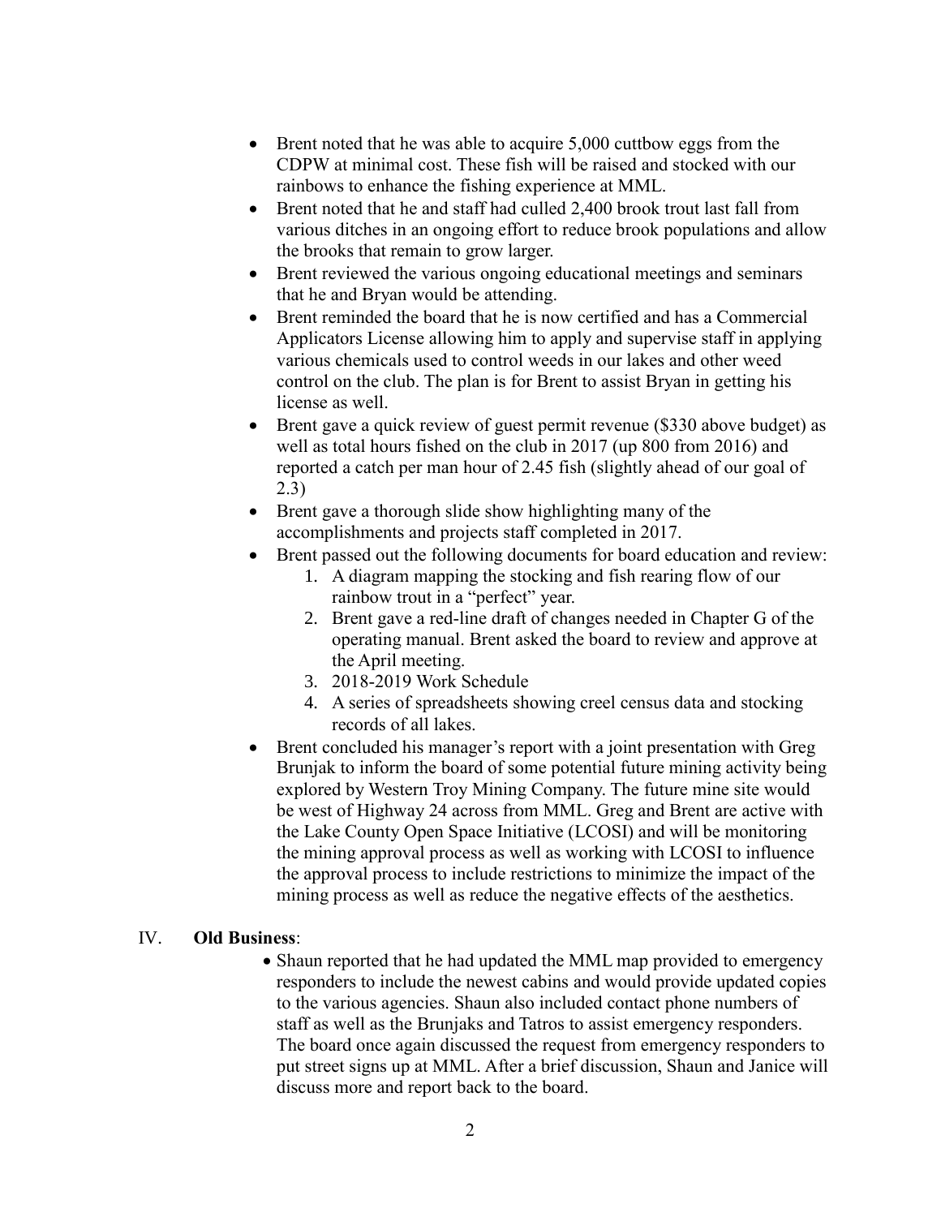- Brent noted that he was able to acquire 5,000 cuttbow eggs from the CDPW at minimal cost. These fish will be raised and stocked with our rainbows to enhance the fishing experience at MML.
- Brent noted that he and staff had culled 2,400 brook trout last fall from various ditches in an ongoing effort to reduce brook populations and allow the brooks that remain to grow larger.
- Brent reviewed the various ongoing educational meetings and seminars that he and Bryan would be attending.
- Brent reminded the board that he is now certified and has a Commercial Applicators License allowing him to apply and supervise staff in applying various chemicals used to control weeds in our lakes and other weed control on the club. The plan is for Brent to assist Bryan in getting his license as well.
- Brent gave a quick review of guest permit revenue ($330 above budget) as well as total hours fished on the club in 2017 (up 800 from 2016) and reported a catch per man hour of 2.45 fish (slightly ahead of our goal of 2.3)
- Brent gave a thorough slide show highlighting many of the accomplishments and projects staff completed in 2017.
- Brent passed out the following documents for board education and review:
  1. A diagram mapping the stocking and fish rearing flow of our rainbow trout in a "perfect" year.
  2. Brent gave a red-line draft of changes needed in Chapter G of the operating manual. Brent asked the board to review and approve at the April meeting.
  3. 2018-2019 Work Schedule
  4. A series of spreadsheets showing creel census data and stocking records of all lakes.
- Brent concluded his manager's report with a joint presentation with Greg Brunjak to inform the board of some potential future mining activity being explored by Western Troy Mining Company. The future mine site would be west of Highway 24 across from MML. Greg and Brent are active with the Lake County Open Space Initiative (LCOSI) and will be monitoring the mining approval process as well as working with LCOSI to influence the approval process to include restrictions to minimize the impact of the mining process as well as reduce the negative effects of the aesthetics.

## IV. **Old Business**:

- Shaun reported that he had updated the MML map provided to emergency responders to include the newest cabins and would provide updated copies to the various agencies. Shaun also included contact phone numbers of staff as well as the Brunjaks and Tatros to assist emergency responders. The board once again discussed the request from emergency responders to put street signs up at MML. After a brief discussion, Shaun and Janice will discuss more and report back to the board.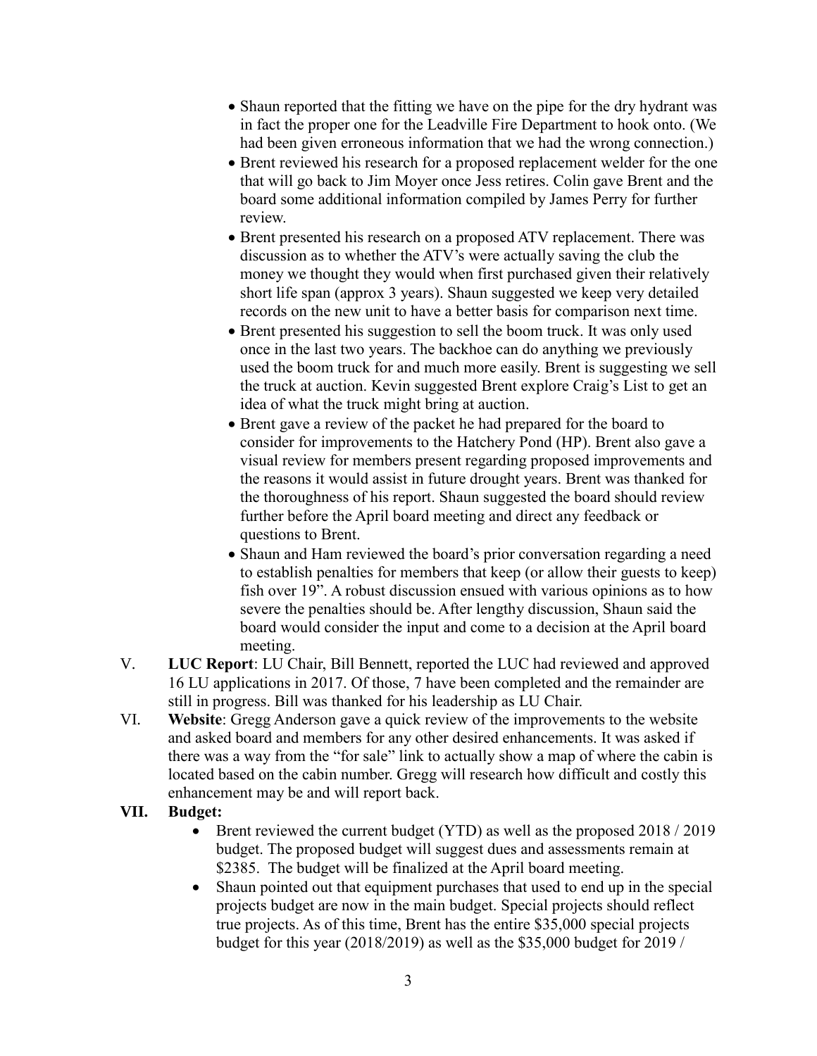- Shaun reported that the fitting we have on the pipe for the dry hydrant was in fact the proper one for the Leadville Fire Department to hook onto. (We had been given erroneous information that we had the wrong connection.)
- Brent reviewed his research for a proposed replacement welder for the one that will go back to Jim Moyer once Jess retires. Colin gave Brent and the board some additional information compiled by James Perry for further review.
- Brent presented his research on a proposed ATV replacement. There was discussion as to whether the ATV's were actually saving the club the money we thought they would when first purchased given their relatively short life span (approx 3 years). Shaun suggested we keep very detailed records on the new unit to have a better basis for comparison next time.
- Brent presented his suggestion to sell the boom truck. It was only used once in the last two years. The backhoe can do anything we previously used the boom truck for and much more easily. Brent is suggesting we sell the truck at auction. Kevin suggested Brent explore Craig's List to get an idea of what the truck might bring at auction.
- Brent gave a review of the packet he had prepared for the board to consider for improvements to the Hatchery Pond (HP). Brent also gave a visual review for members present regarding proposed improvements and the reasons it would assist in future drought years. Brent was thanked for the thoroughness of his report. Shaun suggested the board should review further before the April board meeting and direct any feedback or questions to Brent.
- Shaun and Ham reviewed the board's prior conversation regarding a need to establish penalties for members that keep (or allow their guests to keep) fish over 19". A robust discussion ensued with various opinions as to how severe the penalties should be. After lengthy discussion, Shaun said the board would consider the input and come to a decision at the April board meeting.

V. **LUC Report**: LU Chair, Bill Bennett, reported the LUC had reviewed and approved 16 LU applications in 2017. Of those, 7 have been completed and the remainder are still in progress. Bill was thanked for his leadership as LU Chair.

VI. **Website**: Gregg Anderson gave a quick review of the improvements to the website and asked board and members for any other desired enhancements. It was asked if there was a way from the "for sale" link to actually show a map of where the cabin is located based on the cabin number. Gregg will research how difficult and costly this enhancement may be and will report back.

**VII. Budget:**

- Brent reviewed the current budget (YTD) as well as the proposed 2018 / 2019 budget. The proposed budget will suggest dues and assessments remain at $2385. The budget will be finalized at the April board meeting.
- Shaun pointed out that equipment purchases that used to end up in the special projects budget are now in the main budget. Special projects should reflect true projects. As of this time, Brent has the entire $35,000 special projects budget for this year (2018/2019) as well as the $35,000 budget for 2019 /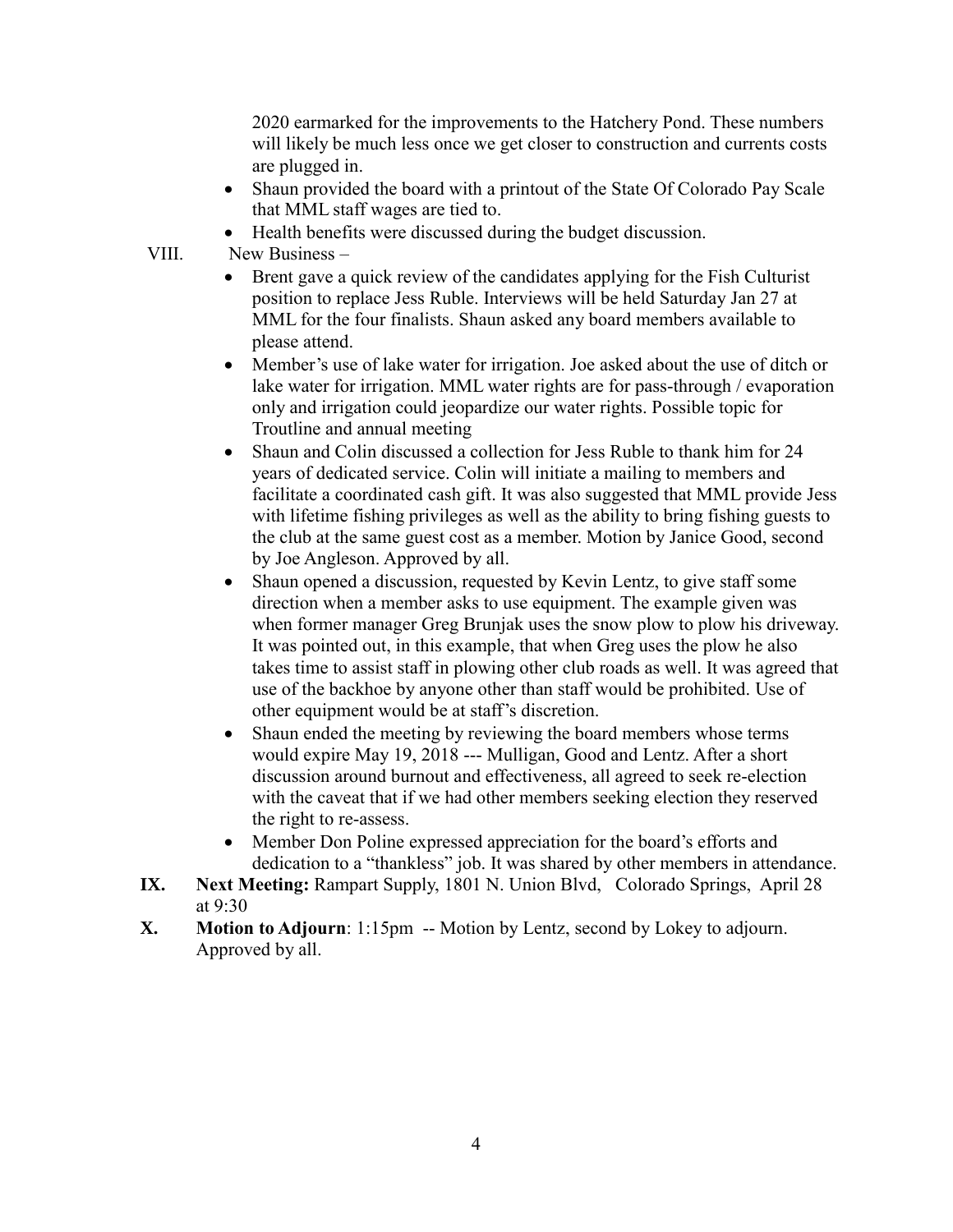2020 earmarked for the improvements to the Hatchery Pond. These numbers will likely be much less once we get closer to construction and currents costs are plugged in.

- Shaun provided the board with a printout of the State Of Colorado Pay Scale that MML staff wages are tied to.
- Health benefits were discussed during the budget discussion.

VIII. New Business –

- Brent gave a quick review of the candidates applying for the Fish Culturist position to replace Jess Ruble. Interviews will be held Saturday Jan 27 at MML for the four finalists. Shaun asked any board members available to please attend.
- Member's use of lake water for irrigation. Joe asked about the use of ditch or lake water for irrigation. MML water rights are for pass-through / evaporation only and irrigation could jeopardize our water rights. Possible topic for Troutline and annual meeting
- Shaun and Colin discussed a collection for Jess Ruble to thank him for 24 years of dedicated service. Colin will initiate a mailing to members and facilitate a coordinated cash gift. It was also suggested that MML provide Jess with lifetime fishing privileges as well as the ability to bring fishing guests to the club at the same guest cost as a member. Motion by Janice Good, second by Joe Angleson. Approved by all.
- Shaun opened a discussion, requested by Kevin Lentz, to give staff some direction when a member asks to use equipment. The example given was when former manager Greg Brunjak uses the snow plow to plow his driveway. It was pointed out, in this example, that when Greg uses the plow he also takes time to assist staff in plowing other club roads as well. It was agreed that use of the backhoe by anyone other than staff would be prohibited. Use of other equipment would be at staff's discretion.
- Shaun ended the meeting by reviewing the board members whose terms would expire May 19, 2018 --- Mulligan, Good and Lentz. After a short discussion around burnout and effectiveness, all agreed to seek re-election with the caveat that if we had other members seeking election they reserved the right to re-assess.
- Member Don Poline expressed appreciation for the board's efforts and dedication to a "thankless" job. It was shared by other members in attendance.

**IX. Next Meeting:** Rampart Supply, 1801 N. Union Blvd, Colorado Springs, April 28 at 9:30

**X. Motion to Adjourn**: 1:15pm -- Motion by Lentz, second by Lokey to adjourn. Approved by all.